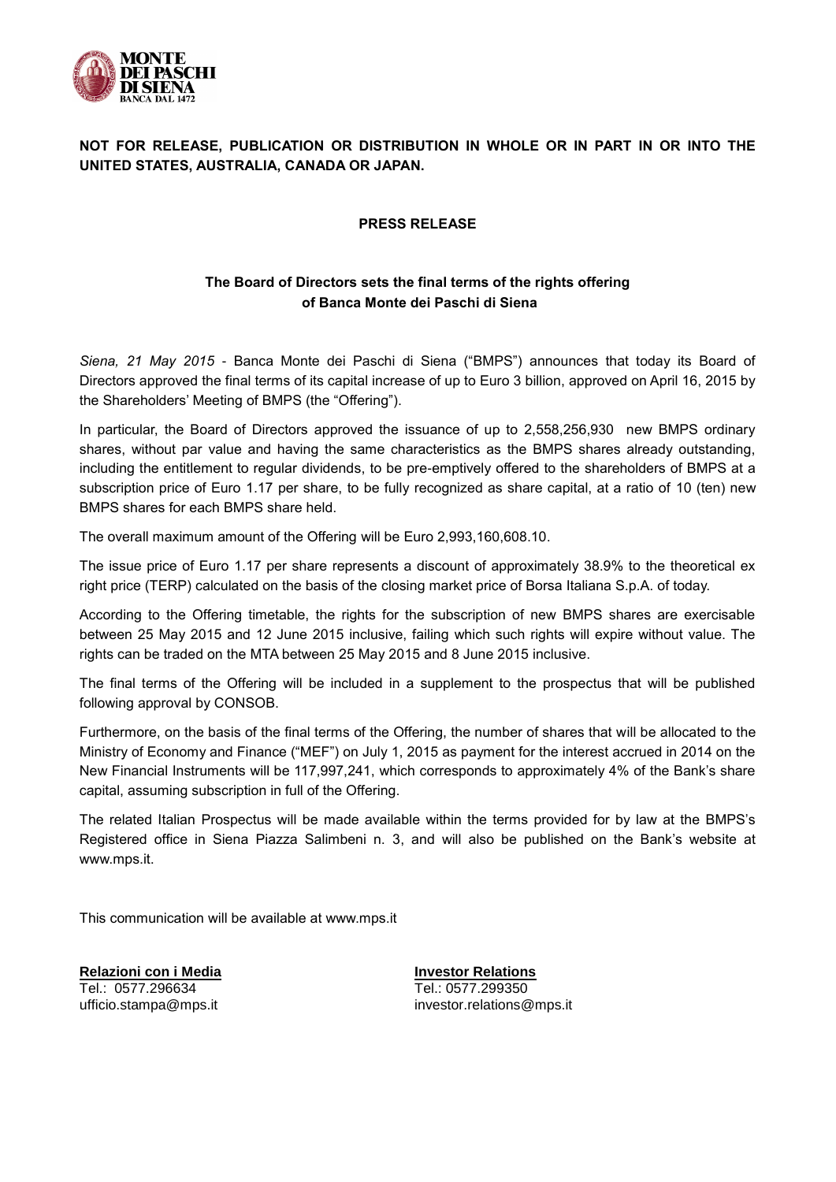**NOT FOR RELEASE, PUBLICATION OR DISTRIBUTION IN WHOLE OR IN PART IN OR INTO THE UNITED STATES, AUSTRALIA, CANADA OR JAPAN.**

**PRESS RELEASE**

**The Board of Directors sets the final terms of the rights offering of Banca Monte dei Paschi di Siena**

*Siena, 21 May 2015* - Banca Monte dei Paschi di Siena ("BMPS") announces that today its Board of Directors approved the final terms of its capital increase of up to Euro 3 billion, approved on April 16, 2015 by the Shareholders' Meeting of BMPS (the "Offering").

In particular, the Board of Directors approved the issuance of up to 2,558,256,930 new BMPS ordinary shares, without par value and having the same characteristics as the BMPS shares already outstanding, including the entitlement to regular dividends, to be pre-emptively offered to the shareholders of BMPS at a subscription price of Euro 1.17 per share, to be fully recognized as share capital, at a ratio of 10 (ten) new BMPS shares for each BMPS share held.

The overall maximum amount of the Offering will be Euro 2,993,160,608.10.

The issue price of Euro 1.17 per share represents a discount of approximately 38.9% to the theoretical ex right price (TERP) calculated on the basis of the closing market price of Borsa Italiana S.p.A. of today.

According to the Offering timetable, the rights for the subscription of new BMPS shares are exercisable between 25 May 2015 and 12 June 2015 inclusive, failing which such rights will expire without value. The rights can be traded on the MTA between 25 May 2015 and 8 June 2015 inclusive.

The final terms of the Offering will be included in a supplement to the prospectus that will be published following approval by CONSOB.

Furthermore, on the basis of the final terms of the Offering, the number of shares that will be allocated to the Ministry of Economy and Finance ("MEF") on July 1, 2015 as payment for the interest accrued in 2014 on the New Financial Instruments will be 117,997,241, which corresponds to approximately 4% of the Bank's share capital, assuming subscription in full of the Offering.

The related Italian Prospectus will be made available within the terms provided for by law at the BMPS's Registered office in Siena Piazza Salimbeni n. 3, and will also be published on the Bank's website at www.mps.it.

This communication will be available at www.mps.it

**Relazioni con i Media**
Tel.: 0577.296634
ufficio.stampa@mps.it

**Investor Relations**
Tel.: 0577.299350
investor.relations@mps.it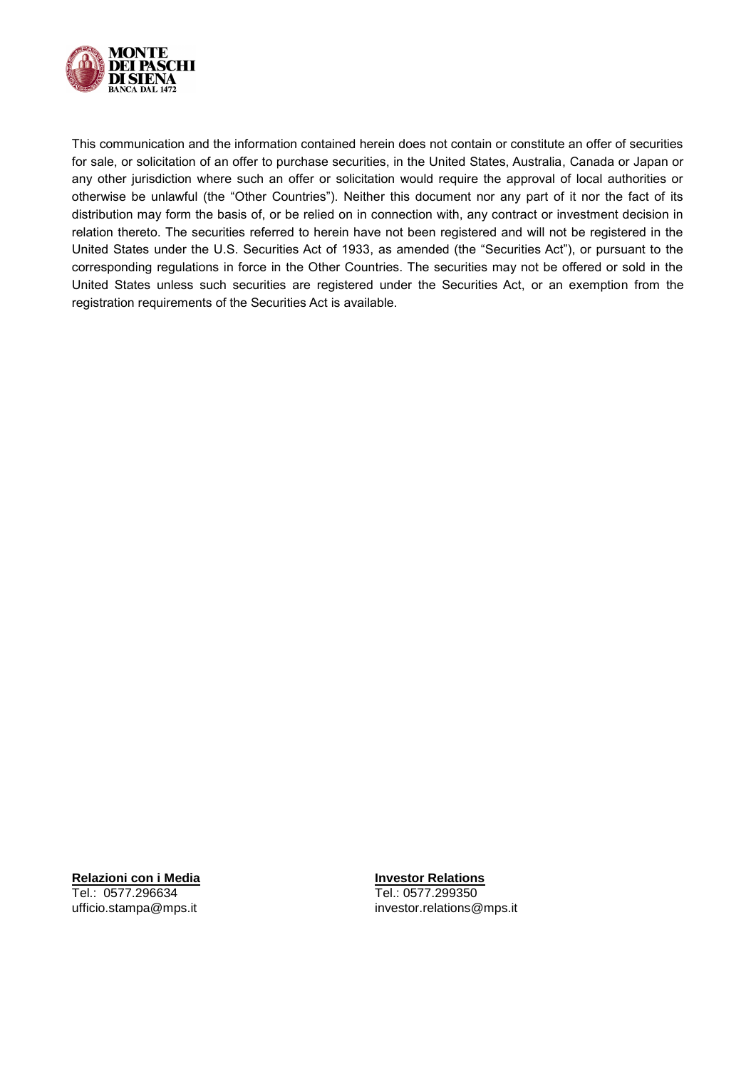This communication and the information contained herein does not contain or constitute an offer of securities for sale, or solicitation of an offer to purchase securities, in the United States, Australia, Canada or Japan or any other jurisdiction where such an offer or solicitation would require the approval of local authorities or otherwise be unlawful (the "Other Countries"). Neither this document nor any part of it nor the fact of its distribution may form the basis of, or be relied on in connection with, any contract or investment decision in relation thereto. The securities referred to herein have not been registered and will not be registered in the United States under the U.S. Securities Act of 1933, as amended (the "Securities Act"), or pursuant to the corresponding regulations in force in the Other Countries. The securities may not be offered or sold in the United States unless such securities are registered under the Securities Act, or an exemption from the registration requirements of the Securities Act is available.

**Relazioni con i Media**
Tel.: 0577.296634
ufficio.stampa@mps.it

**Investor Relations**
Tel.: 0577.299350
investor.relations@mps.it